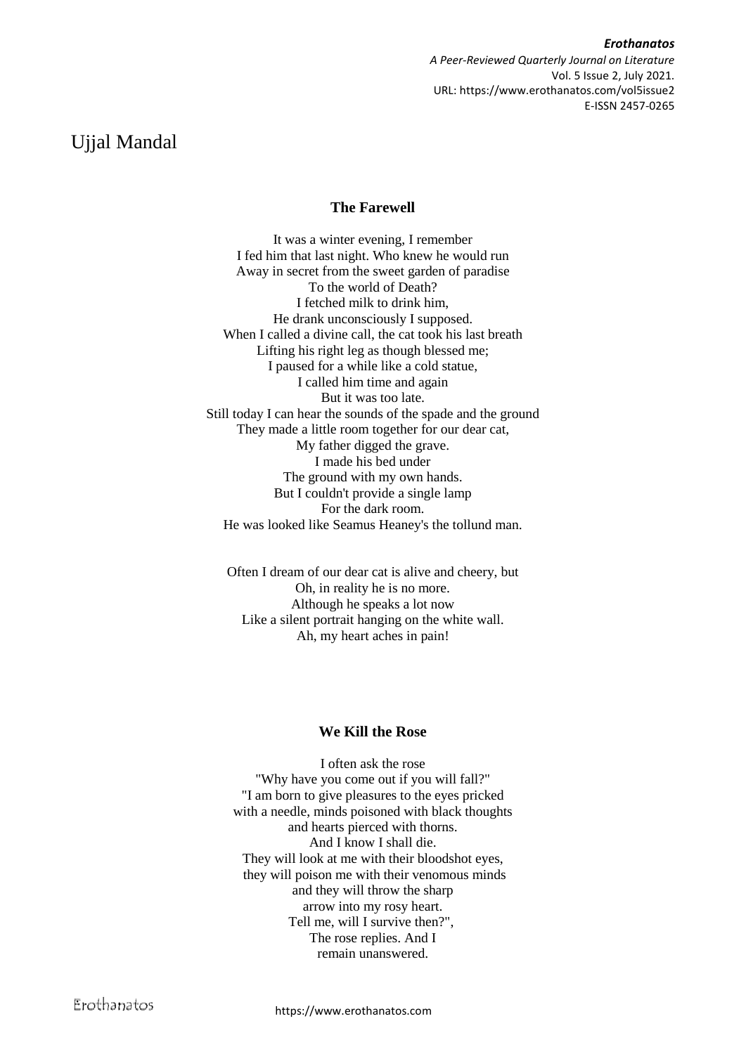# Ujjal Mandal

## The Farewell

It was a winter evening, I remember  
I fed him that last night. Who knew he would run  
Away in secret from the sweet garden of paradise  
To the world of Death?  
I fetched milk to drink him,  
He drank unconsciously I supposed.  
When I called a divine call, the cat took his last breath  
Lifting his right leg as though blessed me;  
I paused for a while like a cold statue,  
I called him time and again  
But it was too late.  
Still today I can hear the sounds of the spade and the ground  
They made a little room together for our dear cat,  
My father digged the grave.  
I made his bed under  
The ground with my own hands.  
But I couldn't provide a single lamp  
For the dark room.  
He was looked like Seamus Heaney's the tollund man.

Often I dream of our dear cat is alive and cheery, but  
Oh, in reality he is no more.  
Although he speaks a lot now  
Like a silent portrait hanging on the white wall.  
Ah, my heart aches in pain!

## We Kill the Rose

I often ask the rose  
"Why have you come out if you will fall?"  
"I am born to give pleasures to the eyes pricked  
with a needle, minds poisoned with black thoughts  
and hearts pierced with thorns.  
And I know I shall die.  
They will look at me with their bloodshot eyes,  
they will poison me with their venomous minds  
and they will throw the sharp  
arrow into my rosy heart.  
Tell me, will I survive then?",  
The rose replies. And I  
remain unanswered.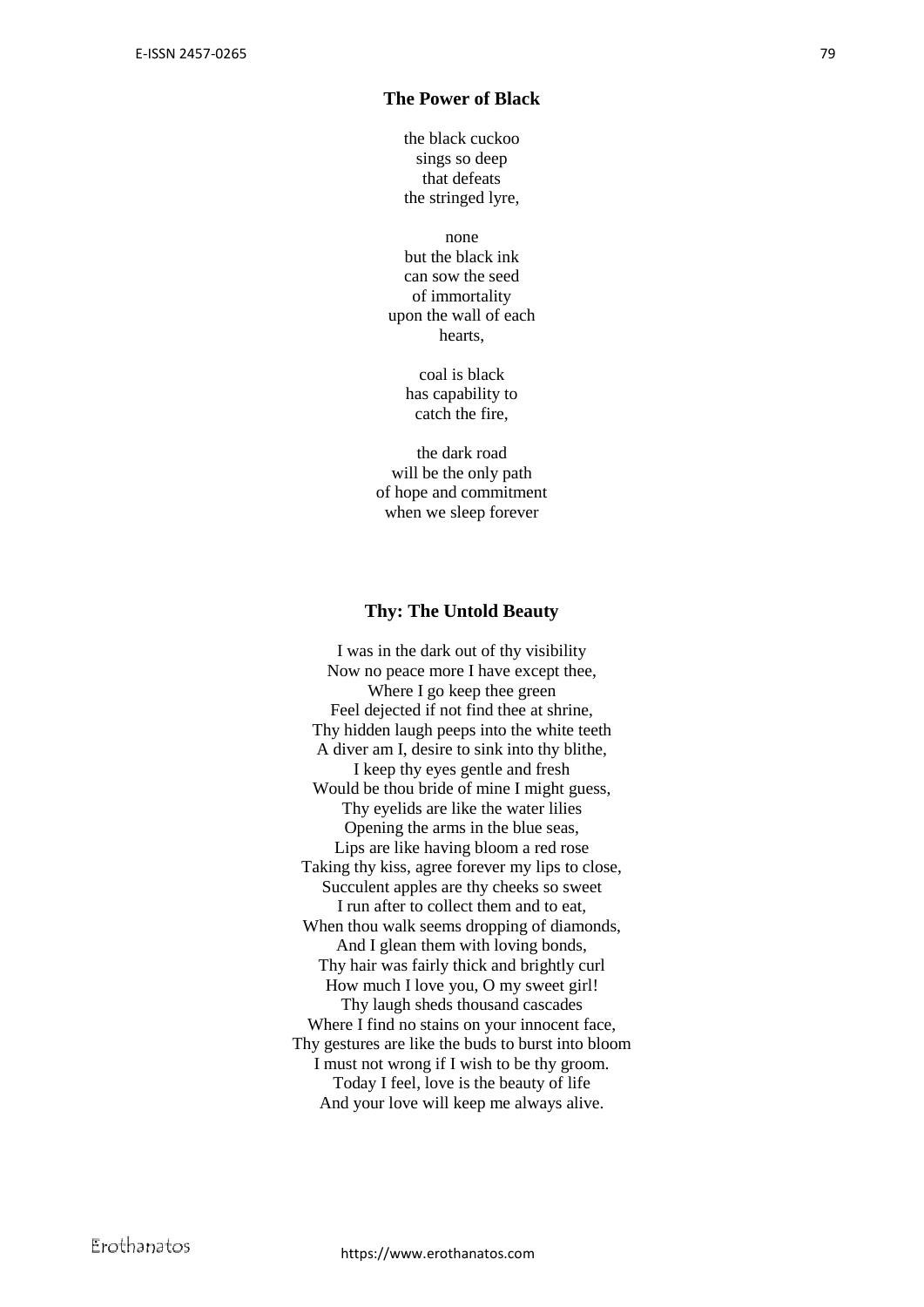### The Power of Black

the black cuckoo  
sings so deep  
that defeats  
the stringed lyre,

none  
but the black ink  
can sow the seed  
of immortality  
upon the wall of each  
hearts,

coal is black  
has capability to  
catch the fire,

the dark road  
will be the only path  
of hope and commitment  
when we sleep forever

### Thy: The Untold Beauty

I was in the dark out of thy visibility  
Now no peace more I have except thee,  
Where I go keep thee green  
Feel dejected if not find thee at shrine,  
Thy hidden laugh peeps into the white teeth  
A diver am I, desire to sink into thy blithe,  
I keep thy eyes gentle and fresh  
Would be thou bride of mine I might guess,  
Thy eyelids are like the water lilies  
Opening the arms in the blue seas,  
Lips are like having bloom a red rose  
Taking thy kiss, agree forever my lips to close,  
Succulent apples are thy cheeks so sweet  
I run after to collect them and to eat,  
When thou walk seems dropping of diamonds,  
And I glean them with loving bonds,  
Thy hair was fairly thick and brightly curl  
How much I love you, O my sweet girl!  
Thy laugh sheds thousand cascades  
Where I find no stains on your innocent face,  
Thy gestures are like the buds to burst into bloom  
I must not wrong if I wish to be thy groom.  
Today I feel, love is the beauty of life  
And your love will keep me always alive.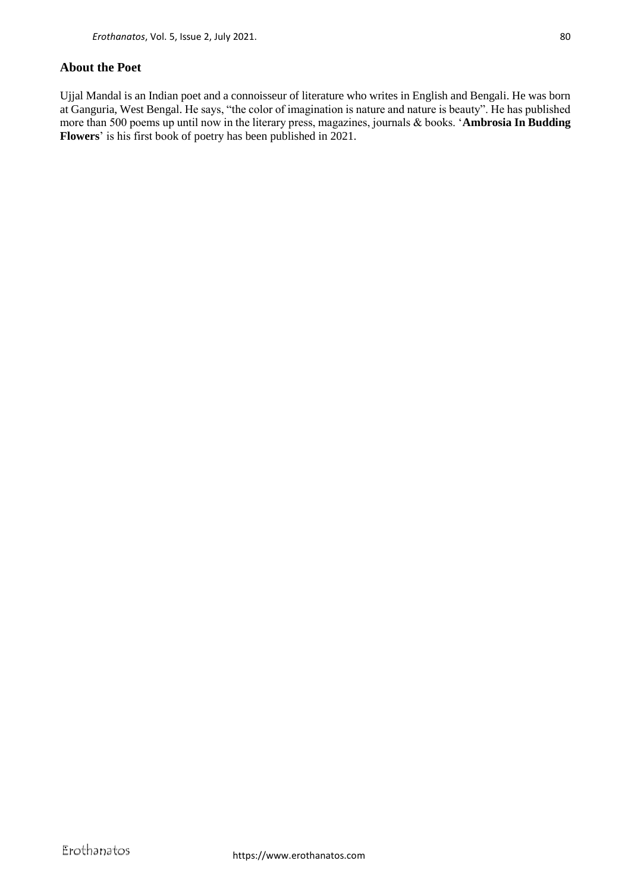## About the Poet

Ujjal Mandal is an Indian poet and a connoisseur of literature who writes in English and Bengali. He was born at Ganguria, West Bengal. He says, "the color of imagination is nature and nature is beauty". He has published more than 500 poems up until now in the literary press, magazines, journals & books. '**Ambrosia In Budding Flowers**' is his first book of poetry has been published in 2021.